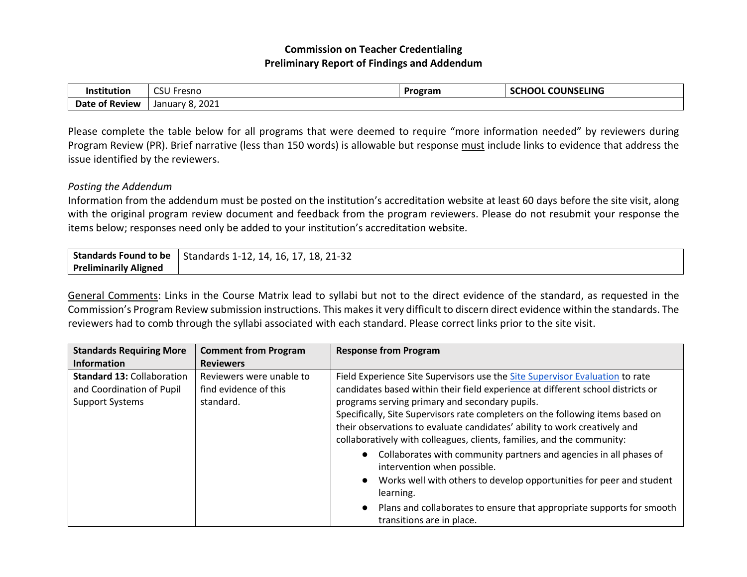# Commission on Teacher Credentialing
## Preliminary Report of Findings and Addendum

| **Institution** | CSU Fresno | **Program** | **SCHOOL COUNSELING** |
|---|---|---|---|
| **Date of Review** | January 8, 2021 | | |

Please complete the table below for all programs that were deemed to require "more information needed" by reviewers during Program Review (PR). Brief narrative (less than 150 words) is allowable but response must include links to evidence that address the issue identified by the reviewers.

*Posting the Addendum*

Information from the addendum must be posted on the institution's accreditation website at least 60 days before the site visit, along with the original program review document and feedback from the program reviewers. Please do not resubmit your response the items below; responses need only be added to your institution's accreditation website.

| **Standards Found to be Preliminarily Aligned** | Standards 1-12, 14, 16, 17, 18, 21-32 |
|---|---|

General Comments: Links in the Course Matrix lead to syllabi but not to the direct evidence of the standard, as requested in the Commission's Program Review submission instructions. This makes it very difficult to discern direct evidence within the standards. The reviewers had to comb through the syllabi associated with each standard. Please correct links prior to the site visit.

| **Standards Requiring More Information** | **Comment from Program Reviewers** | **Response from Program** |
|---|---|---|
| **Standard 13:** Collaboration and Coordination of Pupil Support Systems | Reviewers were unable to find evidence of this standard. | Field Experience Site Supervisors use the Site Supervisor Evaluation to rate candidates based within their field experience at different school districts or programs serving primary and secondary pupils.<br>Specifically, Site Supervisors rate completers on the following items based on their observations to evaluate candidates' ability to work creatively and collaboratively with colleagues, clients, families, and the community:<br>● Collaborates with community partners and agencies in all phases of intervention when possible.<br>● Works well with others to develop opportunities for peer and student learning.<br>● Plans and collaborates to ensure that appropriate supports for smooth transitions are in place. |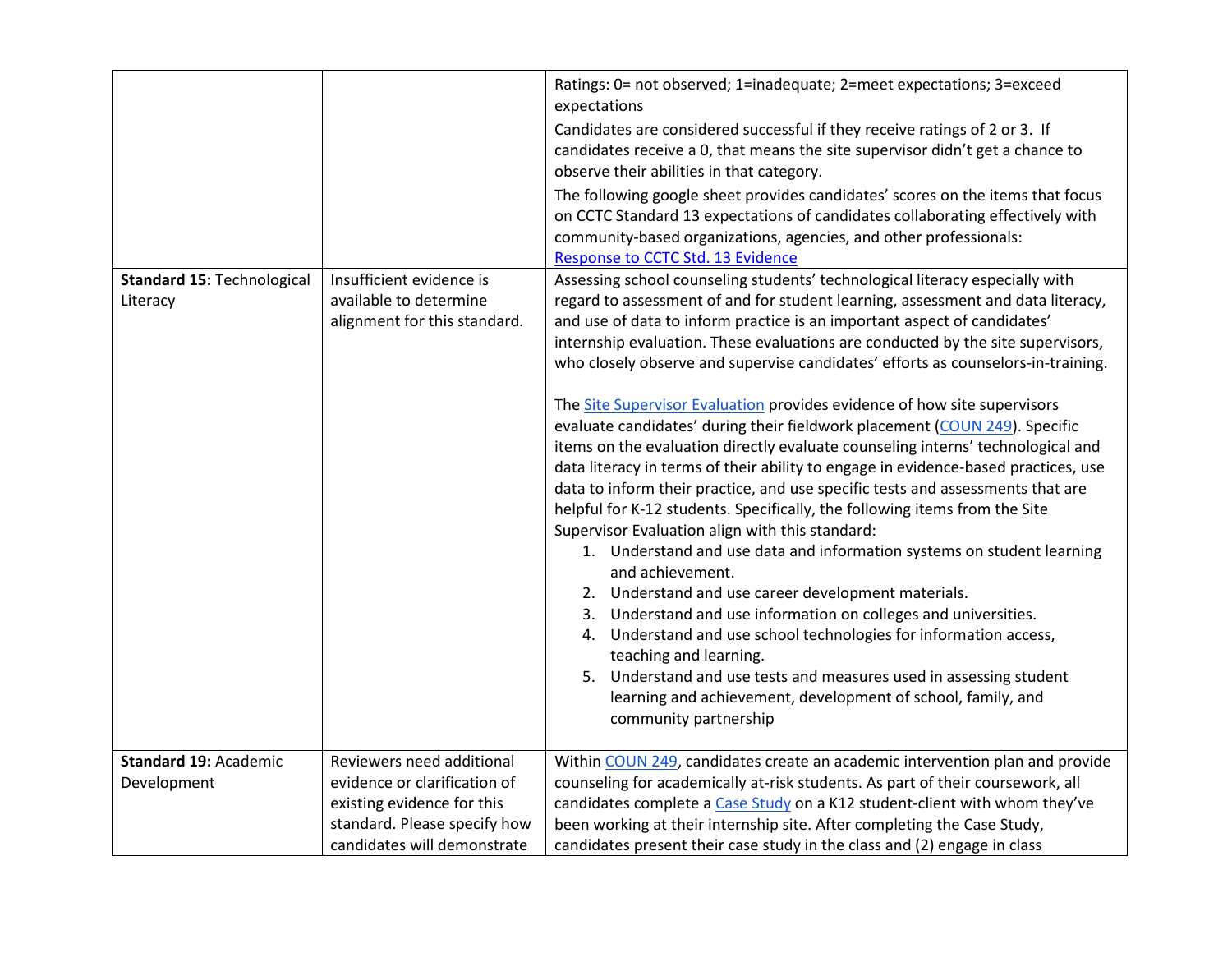| | | |
|---|---|---|
| | | Ratings: 0= not observed; 1=inadequate; 2=meet expectations; 3=exceed expectations<br><br>Candidates are considered successful if they receive ratings of 2 or 3. If candidates receive a 0, that means the site supervisor didn't get a chance to observe their abilities in that category.<br><br>The following google sheet provides candidates' scores on the items that focus on CCTC Standard 13 expectations of candidates collaborating effectively with community-based organizations, agencies, and other professionals: Response to CCTC Std. 13 Evidence |
| **Standard 15:** Technological Literacy | Insufficient evidence is available to determine alignment for this standard. | Assessing school counseling students' technological literacy especially with regard to assessment of and for student learning, assessment and data literacy, and use of data to inform practice is an important aspect of candidates' internship evaluation. These evaluations are conducted by the site supervisors, who closely observe and supervise candidates' efforts as counselors-in-training.<br><br>The Site Supervisor Evaluation provides evidence of how site supervisors evaluate candidates' during their fieldwork placement (COUN 249). Specific items on the evaluation directly evaluate counseling interns' technological and data literacy in terms of their ability to engage in evidence-based practices, use data to inform their practice, and use specific tests and assessments that are helpful for K-12 students. Specifically, the following items from the Site Supervisor Evaluation align with this standard:<br>1. Understand and use data and information systems on student learning and achievement.<br>2. Understand and use career development materials.<br>3. Understand and use information on colleges and universities.<br>4. Understand and use school technologies for information access, teaching and learning.<br>5. Understand and use tests and measures used in assessing student learning and achievement, development of school, family, and community partnership |
| **Standard 19:** Academic Development | Reviewers need additional evidence or clarification of existing evidence for this standard. Please specify how candidates will demonstrate | Within COUN 249, candidates create an academic intervention plan and provide counseling for academically at-risk students. As part of their coursework, all candidates complete a Case Study on a K12 student-client with whom they've been working at their internship site. After completing the Case Study, candidates present their case study in the class and (2) engage in class |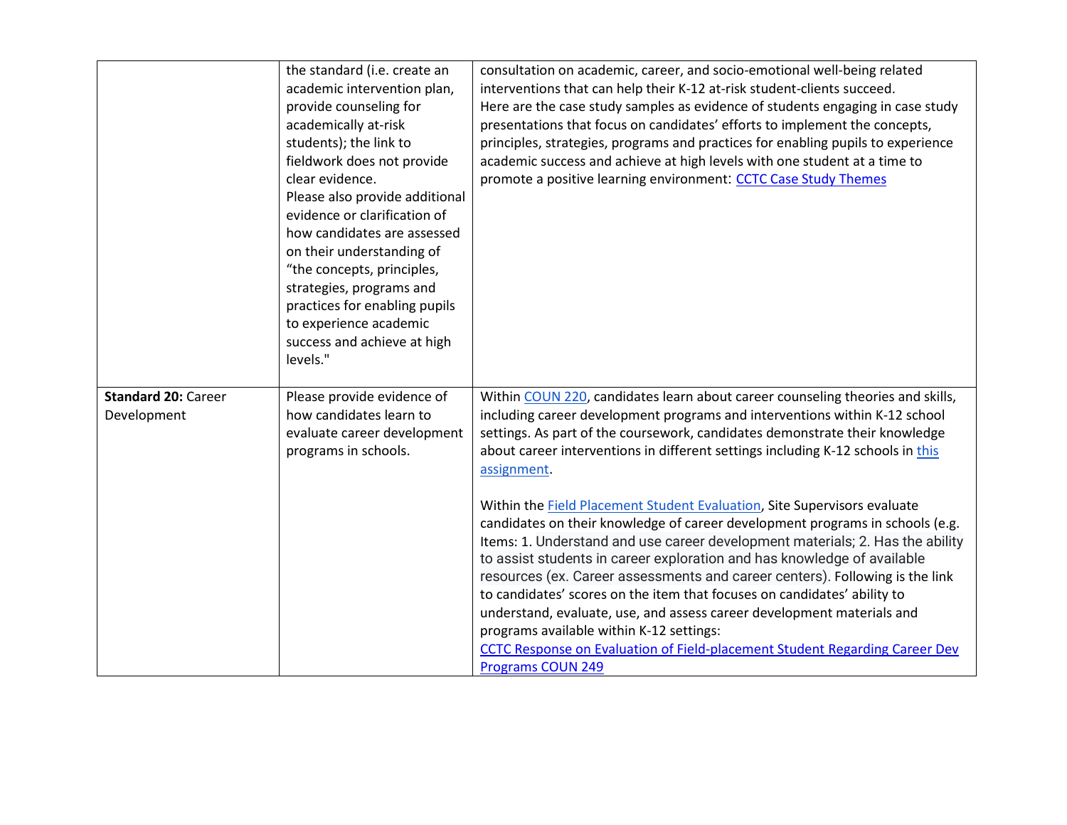| | | |
|---|---|---|
| | the standard (i.e. create an academic intervention plan, provide counseling for academically at-risk students); the link to fieldwork does not provide clear evidence.<br>Please also provide additional evidence or clarification of how candidates are assessed on their understanding of "the concepts, principles, strategies, programs and practices for enabling pupils to experience academic success and achieve at high levels." | consultation on academic, career, and socio-emotional well-being related interventions that can help their K-12 at-risk student-clients succeed.<br>Here are the case study samples as evidence of students engaging in case study presentations that focus on candidates' efforts to implement the concepts, principles, strategies, programs and practices for enabling pupils to experience academic success and achieve at high levels with one student at a time to promote a positive learning environment: CCTC Case Study Themes |
| **Standard 20:** Career Development | Please provide evidence of how candidates learn to evaluate career development programs in schools. | Within COUN 220, candidates learn about career counseling theories and skills, including career development programs and interventions within K-12 school settings. As part of the coursework, candidates demonstrate their knowledge about career interventions in different settings including K-12 schools in this assignment.<br><br>Within the Field Placement Student Evaluation, Site Supervisors evaluate candidates on their knowledge of career development programs in schools (e.g. Items: 1. Understand and use career development materials; 2. Has the ability to assist students in career exploration and has knowledge of available resources (ex. Career assessments and career centers). Following is the link to candidates' scores on the item that focuses on candidates' ability to understand, evaluate, use, and assess career development materials and programs available within K-12 settings:<br>CCTC Response on Evaluation of Field-placement Student Regarding Career Dev Programs COUN 249 |